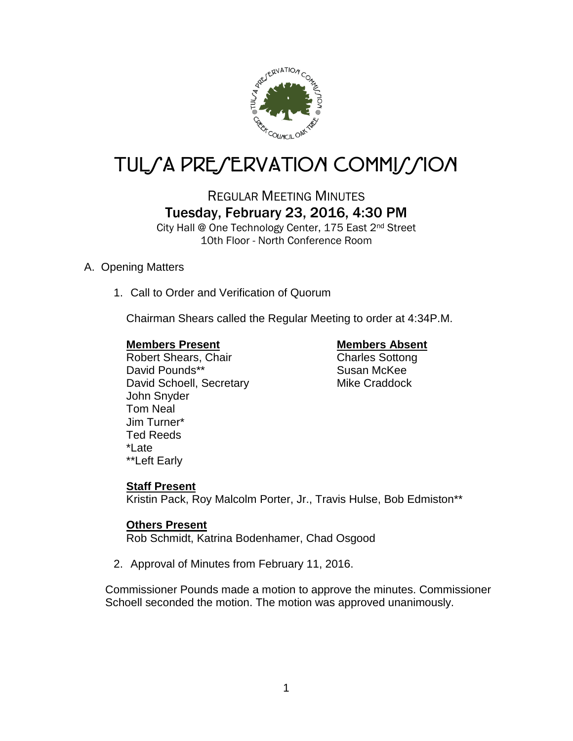# TULSA PRESERVATION COMMISSION

## REGULAR MEETING MINUTES

### Tuesday, February 23, 2016, 4:30 PM

City Hall @ One Technology Center, 175 East 2nd Street
10th Floor - North Conference Room

A. Opening Matters

1. Call to Order and Verification of Quorum

   Chairman Shears called the Regular Meeting to order at 4:34P.M.

   **Members Present**
   Robert Shears, Chair
   David Pounds**
   David Schoell, Secretary
   John Snyder
   Tom Neal
   Jim Turner*
   Ted Reeds
   *Late
   **Left Early

   **Members Absent**
   Charles Sottong
   Susan McKee
   Mike Craddock

   **Staff Present**
   Kristin Pack, Roy Malcolm Porter, Jr., Travis Hulse, Bob Edmiston**

   **Others Present**
   Rob Schmidt, Katrina Bodenhamer, Chad Osgood

2. Approval of Minutes from February 11, 2016.

Commissioner Pounds made a motion to approve the minutes. Commissioner Schoell seconded the motion. The motion was approved unanimously.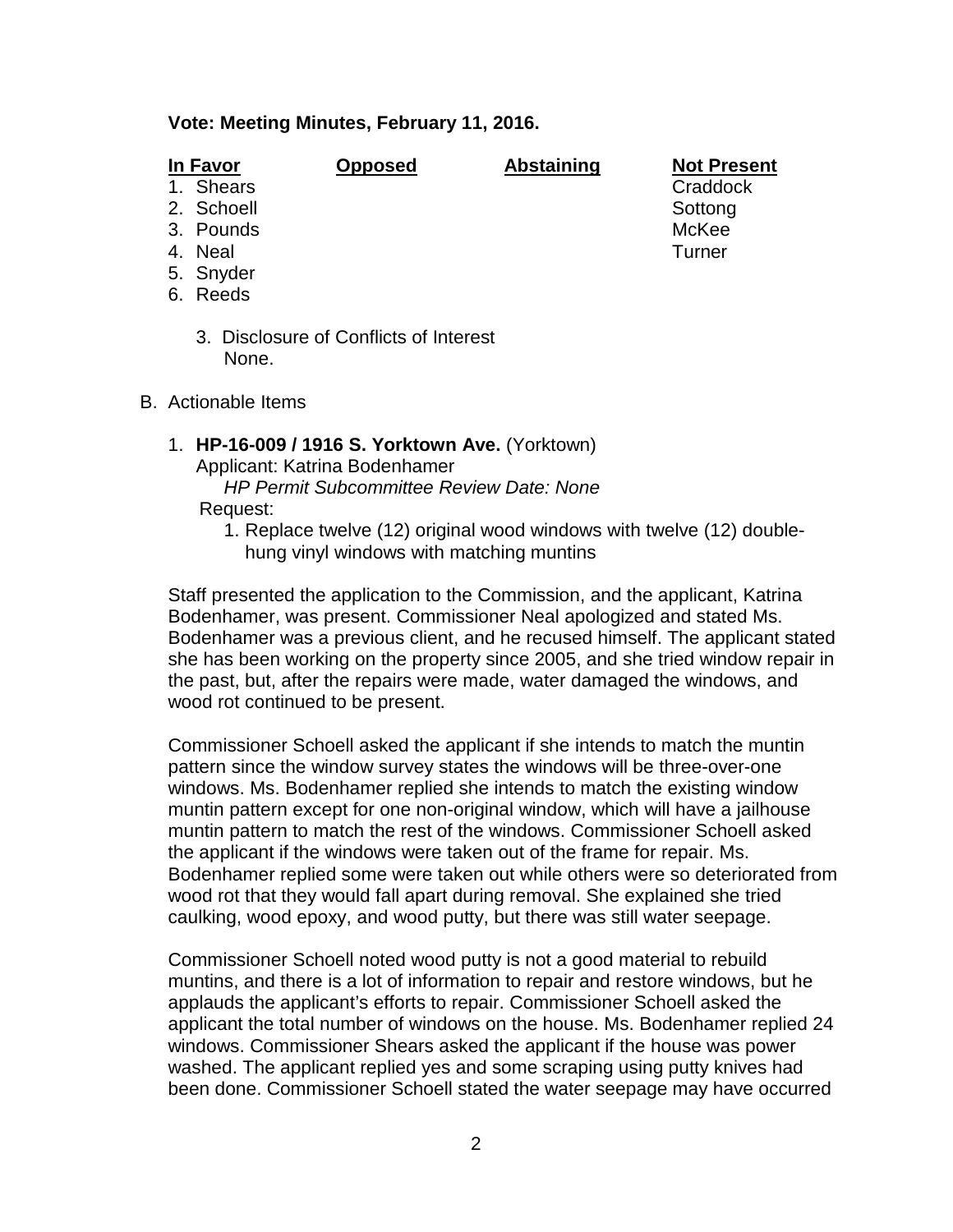**Vote: Meeting Minutes, February 11, 2016.**

| In Favor | Opposed | Abstaining | Not Present |
|---|---|---|---|
| 1. Shears | | | Craddock |
| 2. Schoell | | | Sottong |
| 3. Pounds | | | McKee |
| 4. Neal | | | Turner |
| 5. Snyder | | | |
| 6. Reeds | | | |

3. Disclosure of Conflicts of Interest
   None.

B. Actionable Items

1. **HP-16-009 / 1916 S. Yorktown Ave.** (Yorktown)
   Applicant: Katrina Bodenhamer
   *HP Permit Subcommittee Review Date: None*
   Request:
   1. Replace twelve (12) original wood windows with twelve (12) double-hung vinyl windows with matching muntins

Staff presented the application to the Commission, and the applicant, Katrina Bodenhamer, was present. Commissioner Neal apologized and stated Ms. Bodenhamer was a previous client, and he recused himself. The applicant stated she has been working on the property since 2005, and she tried window repair in the past, but, after the repairs were made, water damaged the windows, and wood rot continued to be present.

Commissioner Schoell asked the applicant if she intends to match the muntin pattern since the window survey states the windows will be three-over-one windows. Ms. Bodenhamer replied she intends to match the existing window muntin pattern except for one non-original window, which will have a jailhouse muntin pattern to match the rest of the windows. Commissioner Schoell asked the applicant if the windows were taken out of the frame for repair. Ms. Bodenhamer replied some were taken out while others were so deteriorated from wood rot that they would fall apart during removal. She explained she tried caulking, wood epoxy, and wood putty, but there was still water seepage.

Commissioner Schoell noted wood putty is not a good material to rebuild muntins, and there is a lot of information to repair and restore windows, but he applauds the applicant's efforts to repair. Commissioner Schoell asked the applicant the total number of windows on the house. Ms. Bodenhamer replied 24 windows. Commissioner Shears asked the applicant if the house was power washed. The applicant replied yes and some scraping using putty knives had been done. Commissioner Schoell stated the water seepage may have occurred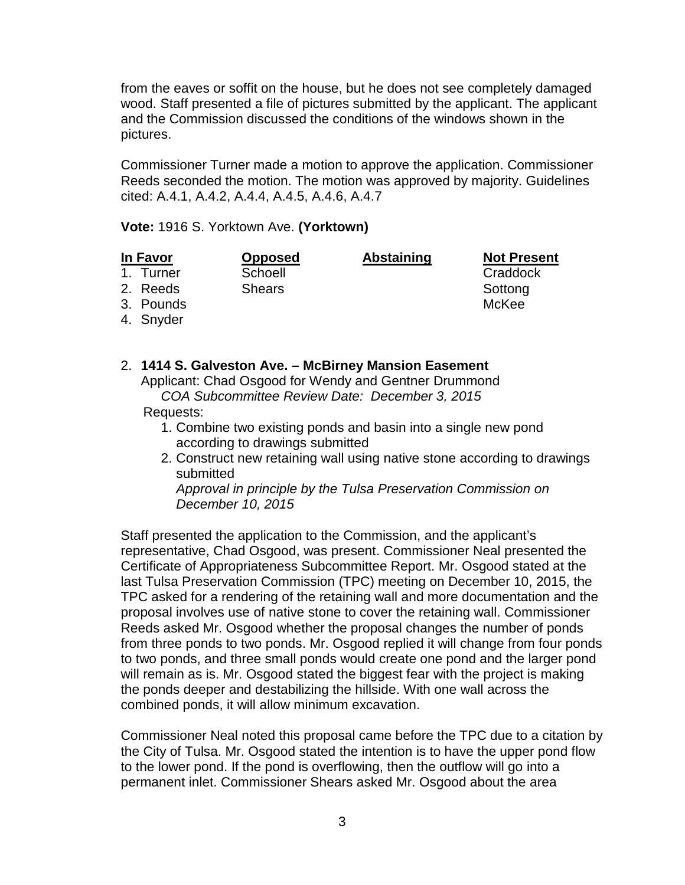from the eaves or soffit on the house, but he does not see completely damaged wood. Staff presented a file of pictures submitted by the applicant. The applicant and the Commission discussed the conditions of the windows shown in the pictures.

Commissioner Turner made a motion to approve the application. Commissioner Reeds seconded the motion. The motion was approved by majority. Guidelines cited: A.4.1, A.4.2, A.4.4, A.4.5, A.4.6, A.4.7

**Vote:** 1916 S. Yorktown Ave. **(Yorktown)**

| In Favor | Opposed | Abstaining | Not Present |
|---|---|---|---|
| 1. Turner | Schoell | | Craddock |
| 2. Reeds | Shears | | Sottong |
| 3. Pounds | | | McKee |
| 4. Snyder | | | |

2. **1414 S. Galveston Ave. – McBirney Mansion Easement**
   Applicant: Chad Osgood for Wendy and Gentner Drummond
   *COA Subcommittee Review Date: December 3, 2015*
   Requests:
   1. Combine two existing ponds and basin into a single new pond according to drawings submitted
   2. Construct new retaining wall using native stone according to drawings submitted
      *Approval in principle by the Tulsa Preservation Commission on December 10, 2015*

Staff presented the application to the Commission, and the applicant's representative, Chad Osgood, was present. Commissioner Neal presented the Certificate of Appropriateness Subcommittee Report. Mr. Osgood stated at the last Tulsa Preservation Commission (TPC) meeting on December 10, 2015, the TPC asked for a rendering of the retaining wall and more documentation and the proposal involves use of native stone to cover the retaining wall. Commissioner Reeds asked Mr. Osgood whether the proposal changes the number of ponds from three ponds to two ponds. Mr. Osgood replied it will change from four ponds to two ponds, and three small ponds would create one pond and the larger pond will remain as is. Mr. Osgood stated the biggest fear with the project is making the ponds deeper and destabilizing the hillside. With one wall across the combined ponds, it will allow minimum excavation.

Commissioner Neal noted this proposal came before the TPC due to a citation by the City of Tulsa. Mr. Osgood stated the intention is to have the upper pond flow to the lower pond. If the pond is overflowing, then the outflow will go into a permanent inlet. Commissioner Shears asked Mr. Osgood about the area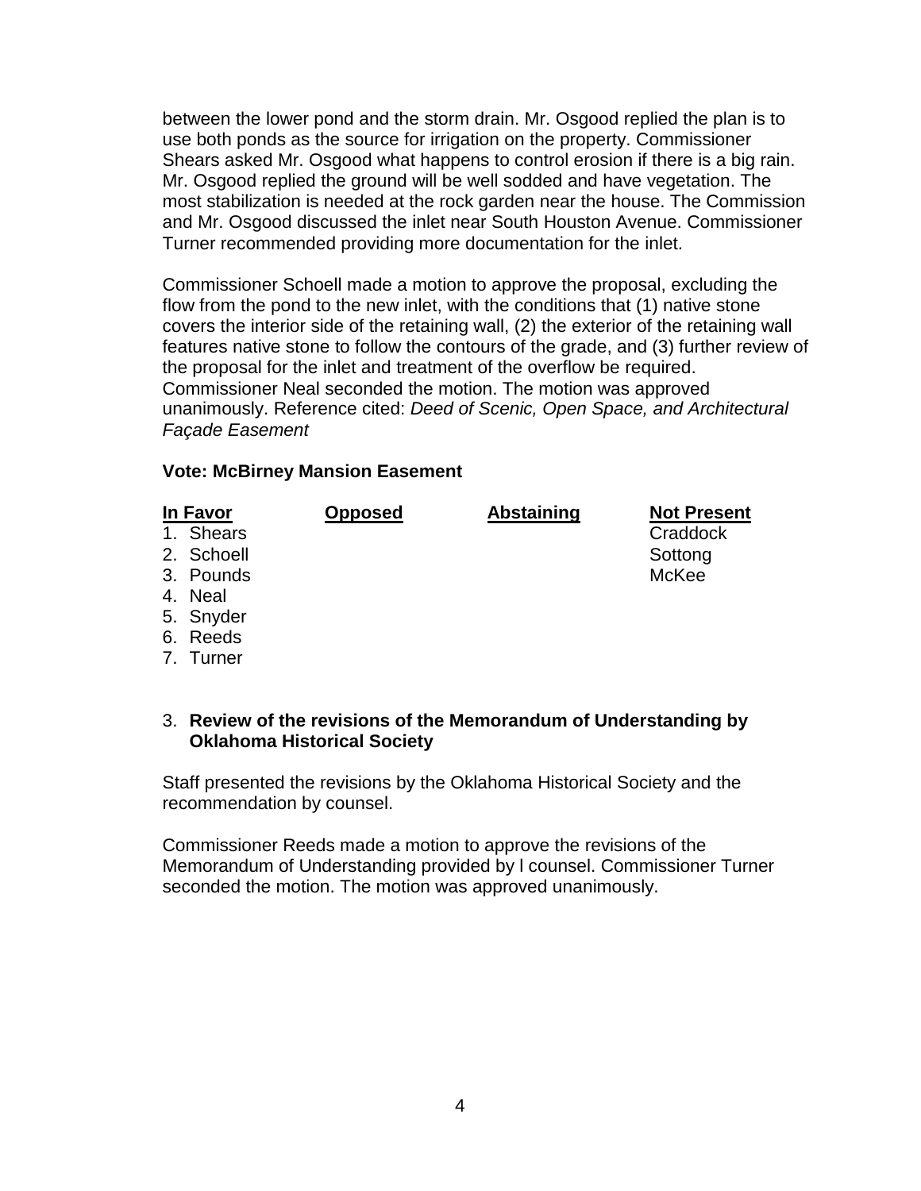between the lower pond and the storm drain. Mr. Osgood replied the plan is to use both ponds as the source for irrigation on the property. Commissioner Shears asked Mr. Osgood what happens to control erosion if there is a big rain. Mr. Osgood replied the ground will be well sodded and have vegetation. The most stabilization is needed at the rock garden near the house. The Commission and Mr. Osgood discussed the inlet near South Houston Avenue. Commissioner Turner recommended providing more documentation for the inlet.

Commissioner Schoell made a motion to approve the proposal, excluding the flow from the pond to the new inlet, with the conditions that (1) native stone covers the interior side of the retaining wall, (2) the exterior of the retaining wall features native stone to follow the contours of the grade, and (3) further review of the proposal for the inlet and treatment of the overflow be required. Commissioner Neal seconded the motion. The motion was approved unanimously. Reference cited: *Deed of Scenic, Open Space, and Architectural Façade Easement*

**Vote: McBirney Mansion Easement**

| In Favor | Opposed | Abstaining | Not Present |
|---|---|---|---|
| 1. Shears | | | Craddock |
| 2. Schoell | | | Sottong |
| 3. Pounds | | | McKee |
| 4. Neal | | | |
| 5. Snyder | | | |
| 6. Reeds | | | |
| 7. Turner | | | |

3. **Review of the revisions of the Memorandum of Understanding by Oklahoma Historical Society**

Staff presented the revisions by the Oklahoma Historical Society and the recommendation by counsel.

Commissioner Reeds made a motion to approve the revisions of the Memorandum of Understanding provided by l counsel. Commissioner Turner seconded the motion. The motion was approved unanimously.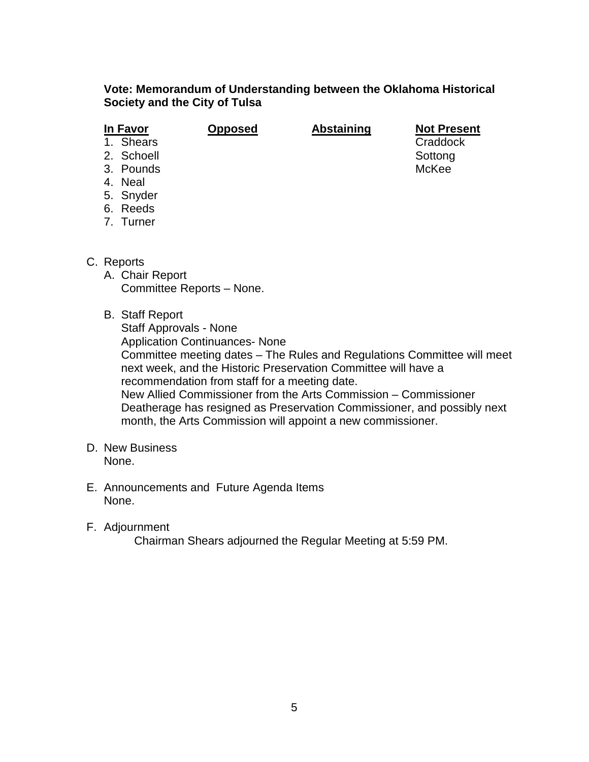**Vote: Memorandum of Understanding between the Oklahoma Historical Society and the City of Tulsa**

| In Favor | Opposed | Abstaining | Not Present |
|---|---|---|---|
| 1. Shears | | | Craddock |
| 2. Schoell | | | Sottong |
| 3. Pounds | | | McKee |
| 4. Neal | | | |
| 5. Snyder | | | |
| 6. Reeds | | | |
| 7. Turner | | | |

C. Reports

A. Chair Report
   Committee Reports – None.

B. Staff Report
   Staff Approvals - None
   Application Continuances- None
   Committee meeting dates – The Rules and Regulations Committee will meet next week, and the Historic Preservation Committee will have a recommendation from staff for a meeting date.
   New Allied Commissioner from the Arts Commission – Commissioner Deatherage has resigned as Preservation Commissioner, and possibly next month, the Arts Commission will appoint a new commissioner.

D. New Business
   None.

E. Announcements and Future Agenda Items
   None.

F. Adjournment
   Chairman Shears adjourned the Regular Meeting at 5:59 PM.